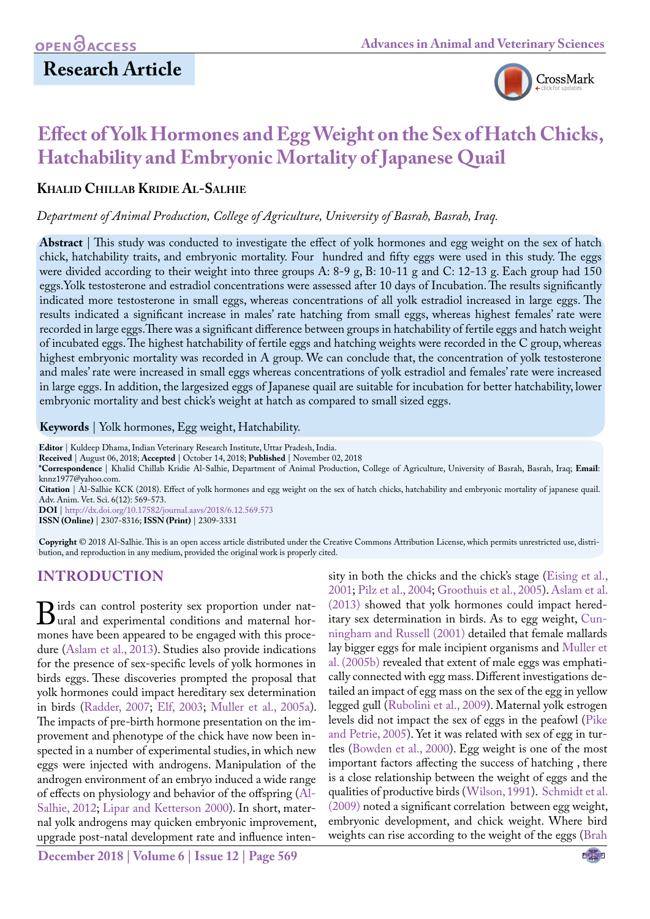**Research Article**

# Effect of Yolk Hormones and Egg Weight on the Sex of Hatch Chicks, Hatchability and Embryonic Mortality of Japanese Quail

**Khalid Chillab Kridie Al-Salhie**

*Department of Animal Production, College of Agriculture, University of Basrah, Basrah, Iraq.*

**Abstract** | This study was conducted to investigate the effect of yolk hormones and egg weight on the sex of hatch chick, hatchability traits, and embryonic mortality. Four hundred and fifty eggs were used in this study. The eggs were divided according to their weight into three groups A: 8-9 g, B: 10-11 g and C: 12-13 g. Each group had 150 eggs. Yolk testosterone and estradiol concentrations were assessed after 10 days of Incubation. The results significantly indicated more testosterone in small eggs, whereas concentrations of all yolk estradiol increased in large eggs. The results indicated a significant increase in males' rate hatching from small eggs, whereas highest females' rate were recorded in large eggs. There was a significant difference between groups in hatchability of fertile eggs and hatch weight of incubated eggs. The highest hatchability of fertile eggs and hatching weights were recorded in the C group, whereas highest embryonic mortality was recorded in A group. We can conclude that, the concentration of yolk testosterone and males' rate were increased in small eggs whereas concentrations of yolk estradiol and females' rate were increased in large eggs. In addition, the largesized eggs of Japanese quail are suitable for incubation for better hatchability, lower embryonic mortality and best chick's weight at hatch as compared to small sized eggs.

**Keywords** | Yolk hormones, Egg weight, Hatchability.

**Editor** | Kuldeep Dhama, Indian Veterinary Research Institute, Uttar Pradesh, India.
**Received** | August 06, 2018; **Accepted** | October 14, 2018; **Published** | November 02, 2018
**\*Correspondence** | Khalid Chillab Kridie Al-Salhie, Department of Animal Production, College of Agriculture, University of Basrah, Basrah, Iraq; **Email**: knnz1977@yahoo.com.
**Citation** | Al-Salhie KCK (2018). Effect of yolk hormones and egg weight on the sex of hatch chicks, hatchability and embryonic mortality of japanese quail. Adv. Anim. Vet. Sci. 6(12): 569-573.
**DOI** | http://dx.doi.org/10.17582/journal.aavs/2018/6.12.569.573
**ISSN (Online)** | 2307-8316; **ISSN (Print)** | 2309-3331

**Copyright** © 2018 Al-Salhie. This is an open access article distributed under the Creative Commons Attribution License, which permits unrestricted use, distribution, and reproduction in any medium, provided the original work is properly cited.

## INTRODUCTION

Birds can control posterity sex proportion under natural and experimental conditions and maternal hormones have been appeared to be engaged with this procedure (Aslam et al., 2013). Studies also provide indications for the presence of sex-specific levels of yolk hormones in birds eggs. These discoveries prompted the proposal that yolk hormones could impact hereditary sex determination in birds (Radder, 2007; Elf, 2003; Muller et al., 2005a). The impacts of pre-birth hormone presentation on the improvement and phenotype of the chick have now been inspected in a number of experimental studies, in which new eggs were injected with androgens. Manipulation of the androgen environment of an embryo induced a wide range of effects on physiology and behavior of the offspring (Al-Salhie, 2012; Lipar and Ketterson 2000). In short, maternal yolk androgens may quicken embryonic improvement, upgrade post-natal development rate and influence intensity in both the chicks and the chick's stage (Eising et al., 2001; Pilz et al., 2004; Groothuis et al., 2005). Aslam et al. (2013) showed that yolk hormones could impact hereditary sex determination in birds. As to egg weight, Cunningham and Russell (2001) detailed that female mallards lay bigger eggs for male incipient organisms and Muller et al. (2005b) revealed that extent of male eggs was emphatically connected with egg mass. Different investigations detailed an impact of egg mass on the sex of the egg in yellow legged gull (Rubolini et al., 2009). Maternal yolk estrogen levels did not impact the sex of eggs in the peafowl (Pike and Petrie, 2005). Yet it was related with sex of egg in turtles (Bowden et al., 2000). Egg weight is one of the most important factors affecting the success of hatching , there is a close relationship between the weight of eggs and the qualities of productive birds (Wilson, 1991). Schmidt et al. (2009) noted a significant correlation between egg weight, embryonic development, and chick weight. Where bird weights can rise according to the weight of the eggs (Brah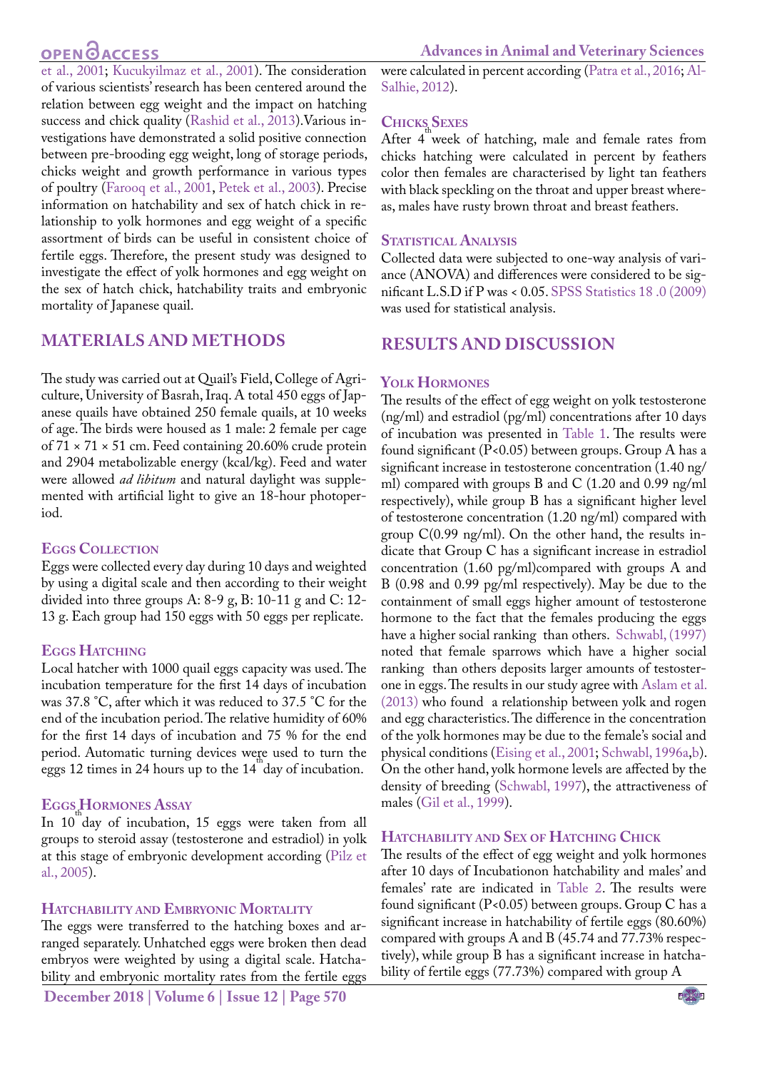et al., 2001; Kucukyilmaz et al., 2001). The consideration of various scientists' research has been centered around the relation between egg weight and the impact on hatching success and chick quality (Rashid et al., 2013).Various investigations have demonstrated a solid positive connection between pre-brooding egg weight, long of storage periods, chicks weight and growth performance in various types of poultry (Farooq et al., 2001, Petek et al., 2003). Precise information on hatchability and sex of hatch chick in relationship to yolk hormones and egg weight of a specific assortment of birds can be useful in consistent choice of fertile eggs. Therefore, the present study was designed to investigate the effect of yolk hormones and egg weight on the sex of hatch chick, hatchability traits and embryonic mortality of Japanese quail.

## MATERIALS AND METHODS

The study was carried out at Quail's Field, College of Agriculture, University of Basrah, Iraq. A total 450 eggs of Japanese quails have obtained 250 female quails, at 10 weeks of age. The birds were housed as 1 male: 2 female per cage of 71 × 71 × 51 cm. Feed containing 20.60% crude protein and 2904 metabolizable energy (kcal/kg). Feed and water were allowed *ad libitum* and natural daylight was supplemented with artificial light to give an 18-hour photoperiod.

### Eggs Collection

Eggs were collected every day during 10 days and weighted by using a digital scale and then according to their weight divided into three groups A: 8-9 g, B: 10-11 g and C: 12-13 g. Each group had 150 eggs with 50 eggs per replicate.

### Eggs Hatching

Local hatcher with 1000 quail eggs capacity was used. The incubation temperature for the first 14 days of incubation was 37.8 °C, after which it was reduced to 37.5 °C for the end of the incubation period. The relative humidity of 60% for the first 14 days of incubation and 75 % for the end period. Automatic turning devices were used to turn the eggs 12 times in 24 hours up to the 14th day of incubation.

### Eggs Hormones Assay

In 10th day of incubation, 15 eggs were taken from all groups to steroid assay (testosterone and estradiol) in yolk at this stage of embryonic development according (Pilz et al., 2005).

### Hatchability and Embryonic Mortality

The eggs were transferred to the hatching boxes and arranged separately. Unhatched eggs were broken then dead embryos were weighted by using a digital scale. Hatchability and embryonic mortality rates from the fertile eggs were calculated in percent according (Patra et al., 2016; Al-Salhie, 2012).

### Chicks Sexes

After 4th week of hatching, male and female rates from chicks hatching were calculated in percent by feathers color then females are characterised by light tan feathers with black speckling on the throat and upper breast whereas, males have rusty brown throat and breast feathers.

### Statistical Analysis

Collected data were subjected to one-way analysis of variance (ANOVA) and differences were considered to be significant L.S.D if P was < 0.05. SPSS Statistics 18 .0 (2009) was used for statistical analysis.

## RESULTS AND DISCUSSION

### Yolk Hormones

The results of the effect of egg weight on yolk testosterone (ng/ml) and estradiol (pg/ml) concentrations after 10 days of incubation was presented in Table 1. The results were found significant ($P<0.05$) between groups. Group A has a significant increase in testosterone concentration (1.40 ng/ml) compared with groups B and C (1.20 and 0.99 ng/ml respectively), while group B has a significant higher level of testosterone concentration (1.20 ng/ml) compared with group C(0.99 ng/ml). On the other hand, the results indicate that Group C has a significant increase in estradiol concentration (1.60 pg/ml)compared with groups A and B (0.98 and 0.99 pg/ml respectively). May be due to the containment of small eggs higher amount of testosterone hormone to the fact that the females producing the eggs have a higher social ranking than others. Schwabl, (1997) noted that female sparrows which have a higher social ranking than others deposits larger amounts of testosterone in eggs. The results in our study agree with Aslam et al. (2013) who found a relationship between yolk and rogen and egg characteristics. The difference in the concentration of the yolk hormones may be due to the female's social and physical conditions (Eising et al., 2001; Schwabl, 1996a,b). On the other hand, yolk hormone levels are affected by the density of breeding (Schwabl, 1997), the attractiveness of males (Gil et al., 1999).

### Hatchability and Sex of Hatching Chick

The results of the effect of egg weight and yolk hormones after 10 days of Incubationon hatchability and males' and females' rate are indicated in Table 2. The results were found significant ($P<0.05$) between groups. Group C has a significant increase in hatchability of fertile eggs (80.60%) compared with groups A and B (45.74 and 77.73% respectively), while group B has a significant increase in hatchability of fertile eggs (77.73%) compared with group A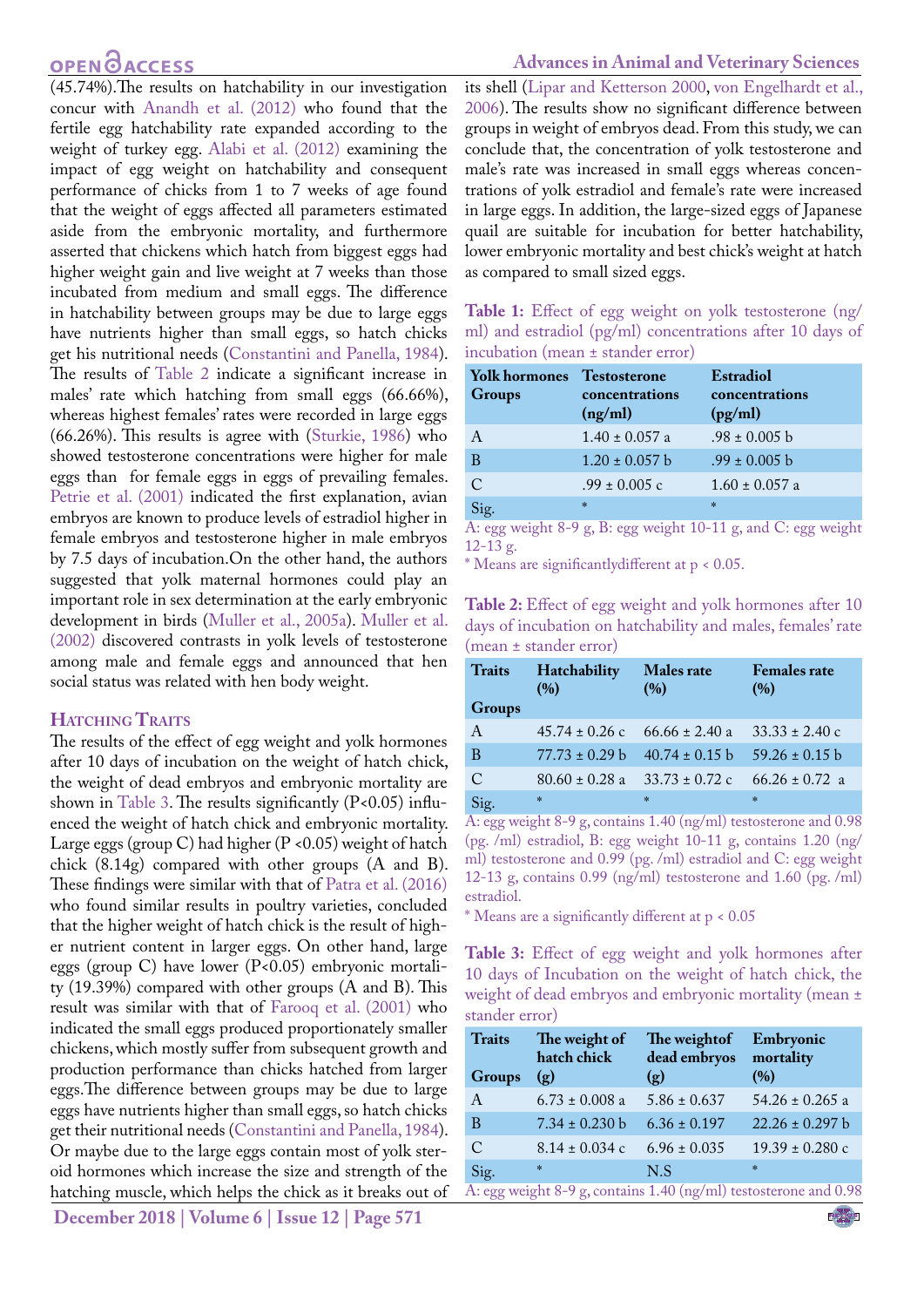(45.74%).The results on hatchability in our investigation concur with Anandh et al. (2012) who found that the fertile egg hatchability rate expanded according to the weight of turkey egg. Alabi et al. (2012) examining the impact of egg weight on hatchability and consequent performance of chicks from 1 to 7 weeks of age found that the weight of eggs affected all parameters estimated aside from the embryonic mortality, and furthermore asserted that chickens which hatch from biggest eggs had higher weight gain and live weight at 7 weeks than those incubated from medium and small eggs. The difference in hatchability between groups may be due to large eggs have nutrients higher than small eggs, so hatch chicks get his nutritional needs (Constantini and Panella, 1984). The results of Table 2 indicate a significant increase in males' rate which hatching from small eggs (66.66%), whereas highest females' rates were recorded in large eggs (66.26%). This results is agree with (Sturkie, 1986) who showed testosterone concentrations were higher for male eggs than for female eggs in eggs of prevailing females. Petrie et al. (2001) indicated the first explanation, avian embryos are known to produce levels of estradiol higher in female embryos and testosterone higher in male embryos by 7.5 days of incubation.On the other hand, the authors suggested that yolk maternal hormones could play an important role in sex determination at the early embryonic development in birds (Muller et al., 2005a). Muller et al. (2002) discovered contrasts in yolk levels of testosterone among male and female eggs and announced that hen social status was related with hen body weight.

## Hatching Traits

The results of the effect of egg weight and yolk hormones after 10 days of incubation on the weight of hatch chick, the weight of dead embryos and embryonic mortality are shown in Table 3. The results significantly (P<0.05) influenced the weight of hatch chick and embryonic mortality. Large eggs (group C) had higher (P <0.05) weight of hatch chick (8.14g) compared with other groups (A and B). These findings were similar with that of Patra et al. (2016) who found similar results in poultry varieties, concluded that the higher weight of hatch chick is the result of higher nutrient content in larger eggs. On other hand, large eggs (group C) have lower (P<0.05) embryonic mortality (19.39%) compared with other groups (A and B). This result was similar with that of Farooq et al. (2001) who indicated the small eggs produced proportionately smaller chickens, which mostly suffer from subsequent growth and production performance than chicks hatched from larger eggs.The difference between groups may be due to large eggs have nutrients higher than small eggs, so hatch chicks get their nutritional needs (Constantini and Panella, 1984). Or maybe due to the large eggs contain most of yolk steroid hormones which increase the size and strength of the hatching muscle, which helps the chick as it breaks out of its shell (Lipar and Ketterson 2000, von Engelhardt et al., 2006). The results show no significant difference between groups in weight of embryos dead. From this study, we can conclude that, the concentration of yolk testosterone and male's rate was increased in small eggs whereas concentrations of yolk estradiol and female's rate were increased in large eggs. In addition, the large-sized eggs of Japanese quail are suitable for incubation for better hatchability, lower embryonic mortality and best chick's weight at hatch as compared to small sized eggs.

**Table 1:** Effect of egg weight on yolk testosterone (ng/ml) and estradiol (pg/ml) concentrations after 10 days of incubation (mean ± stander error)

| Yolk hormones Groups | Testosterone concentrations (ng/ml) | Estradiol concentrations (pg/ml) |
|---|---|---|
| A | 1.40 ± 0.057 a | .98 ± 0.005 b |
| B | 1.20 ± 0.057 b | .99 ± 0.005 b |
| C | .99 ± 0.005 c | 1.60 ± 0.057 a |
| Sig. | * | * |

A: egg weight 8-9 g, B: egg weight 10-11 g, and C: egg weight 12-13 g.

\* Means are significantlydifferent at $p < 0.05$.

**Table 2:** Effect of egg weight and yolk hormones after 10 days of incubation on hatchability and males, females' rate (mean ± stander error)

| Traits / Groups | Hatchability (%) | Males rate (%) | Females rate (%) |
|---|---|---|---|
| A | 45.74 ± 0.26 c | 66.66 ± 2.40 a | 33.33 ± 2.40 c |
| B | 77.73 ± 0.29 b | 40.74 ± 0.15 b | 59.26 ± 0.15 b |
| C | 80.60 ± 0.28 a | 33.73 ± 0.72 c | 66.26 ± 0.72 a |
| Sig. | * | * | * |

A: egg weight 8-9 g, contains 1.40 (ng/ml) testosterone and 0.98 (pg. /ml) estradiol, B: egg weight 10-11 g, contains 1.20 (ng/ml) testosterone and 0.99 (pg. /ml) estradiol and C: egg weight 12-13 g, contains 0.99 (ng/ml) testosterone and 1.60 (pg. /ml) estradiol.

\* Means are a significantly different at $p < 0.05$

**Table 3:** Effect of egg weight and yolk hormones after 10 days of Incubation on the weight of hatch chick, the weight of dead embryos and embryonic mortality (mean ± stander error)

| Traits / Groups | The weight of hatch chick (g) | The weightof dead embryos (g) | Embryonic mortality (%) |
|---|---|---|---|
| A | 6.73 ± 0.008 a | 5.86 ± 0.637 | 54.26 ± 0.265 a |
| B | 7.34 ± 0.230 b | 6.36 ± 0.197 | 22.26 ± 0.297 b |
| C | 8.14 ± 0.034 c | 6.96 ± 0.035 | 19.39 ± 0.280 c |
| Sig. | * | N.S | * |

A: egg weight 8-9 g, contains 1.40 (ng/ml) testosterone and 0.98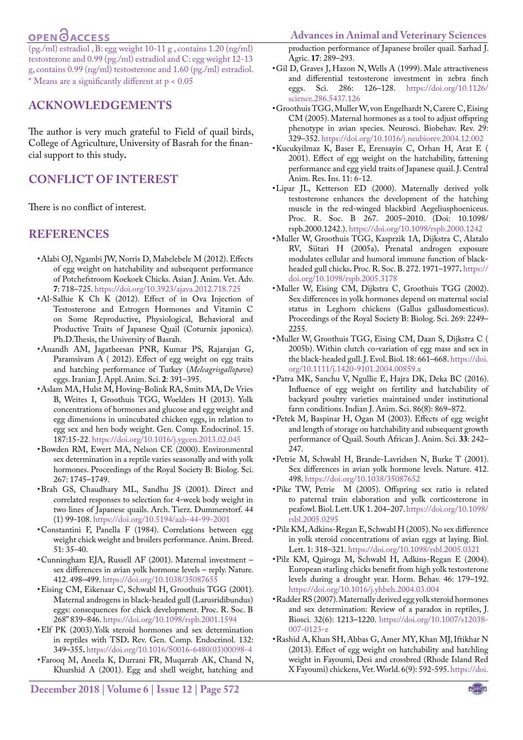(pg./ml) estradiol , B: egg weight 10-11 g , contains 1.20 (ng/ml) testosterone and 0.99 (pg./ml) estradiol and C: egg weight 12-13 g, contains 0.99 (ng/ml) testosterone and 1.60 (pg./ml) estradiol.
* Means are a significantly different at $p < 0.05$

## ACKNOWLEDGEMENTS

The author is very much grateful to Field of quail birds, College of Agriculture, University of Basrah for the financial support to this study.

## CONFLICT OF INTEREST

There is no conflict of interest.

## REFERENCES

- Alabi OJ, Ngambi JW, Norris D, Mabelebele M (2012). Effects of egg weight on hatchability and subsequent performance of Potchefstroom Koekoek Chicks. Asian J. Anim. Vet. Adv. **7**: 718–725. https://doi.org/10.3923/ajava.2012.718.725
- Al-Salhie K Ch K (2012). Effect of in Ova Injection of Testosterone and Estrogen Hormones and Vitamin C on Some Reproductive, Physiological, Behavioral and Productive Traits of Japanese Quail (Coturnix japonica). Ph.D.Thesis, the University of Basrah.
- Anandh AM, Jagatheesan PNR, Kumar PS, Rajarajan G, Paramsivam A ( 2012). Effect of egg weight on egg traits and hatching performance of Turkey (*Meleagrisgallopavo*) eggs. Iranian J. Appl. Anim. Sci. **2**: 391–395.
- Aslam MA, Hulst M, Hoving-Bolink RA, Smits MA, De Vries B, Weites I, Groothuis TGG, Woelders H (2013). Yolk concentrations of hormones and glucose and egg weight and egg dimensions in unincubated chicken eggs, in relation to egg sex and hen body weight. Gen. Comp. Endocrinol. 15. 187:15-22. https://doi.org/10.1016/j.ygcen.2013.02.045
- Bowden RM, Ewert MA, Nelson CE (2000). Environmental sex determination in a reptile varies seasonally and with yolk hormones. Proceedings of the Royal Society B: Biolog. Sci. 267: 1745–1749.
- Brah GS, Chaudhary ML, Sandhu JS (2001). Direct and correlated responses to selection for 4-week body weight in two lines of Japanese quails. Arch. Tierz. Dummerstorf. 44 (1) 99-108. https://doi.org/10.5194/aab-44-99-2001
- Constantini F, Panella F (1984). Correlations between egg weight chick weight and broilers performance. Anim. Breed. 51: 35-40.
- Cunningham EJA, Russell AF (2001). Maternal investment – sex differences in avian yolk hormone levels – reply. Nature. 412. 498–499. https://doi.org/10.1038/35087655
- Eising CM, Eikenaar C, Schwabl H, Groothuis TGG (2001). Maternal androgens in black-headed gull (Larusridibundus) eggs: consequences for chick development. Proc. R. Soc. B 268" 839–846. https://doi.org/10.1098/rspb.2001.1594
- Elf PK (2003).Yolk steroid hormones and sex determination in reptiles with TSD**.** Rev. Gen. Comp. Endocrinol. 132: 349–355**.** https://doi.org/10.1016/S0016-6480(03)00098-4
- Farooq M, Aneela K, Durrani FR, Muqarrab AK, Chand N, Khurshid A (2001). Egg and shell weight, hatching and production performance of Japanese broiler quail. Sarhad J. Agric. **17**: 289–293.
- Gil D, Graves J, Hazon N, Wells A (1999). Male attractiveness and differential testosterone investment in zebra finch eggs. Sci. 286: 126–128. https://doi.org/10.1126/science.286.5437.126
- Groothuis TGG, Muller W, von Engelhardt N, Carere C, Eising CM (2005). Maternal hormones as a tool to adjust offspring phenotype in avian species. Neurosci. Biobehav. Rev. 29: 329–352. https://doi.org/10.1016/j.neubiorev.2004.12.002
- Kucukyilmaz K, Baser E, Erensayin C, Orhan H, Arat E ( 2001). Effect of egg weight on the hatchability, fattening performance and egg yield traits of Japanese quail. J. Central Anim. Res. Ins. 11: 6-12.
- Lipar JL, Ketterson ED (2000). Maternally derived yolk testosterone enhances the development of the hatching muscle in the red-winged blackbird Aegeliusphoeniceus. Proc. R. Soc. B 267. 2005–2010. (Doi: 10.1098/rspb.2000.1242.). https://doi.org/10.1098/rspb.2000.1242
- Muller W, Groothuis TGG, Kasprzik 1A, Dijkstra C, Alatalo RV, Siitari H (2005a)**.** Prenatal androgen exposure modulates cellular and humoral immune function of black-headed gull chicks**.** Proc. R. Soc. B. 272. 1971–1977**.** https://doi.org/10.1098/rspb.2005.3178
- Muller W, Eising CM, Dijkstra C, Groothuis TGG (2002). Sex differences in yolk hormones depend on maternal social status in Leghorn chickens (Gallus gallusdomesticus). Proceedings of the Royal Society B: Biolog. Sci. 269: 2249–2255.
- Muller W, Groothuis TGG, Eising CM, Daan S, Dijkstra C ( 2005b). Within clutch co-variation of egg mass and sex in the black-headed gull. J. Evol. Biol. 18: 661–668. https://doi.org/10.1111/j.1420-9101.2004.00859.x
- Patra MK, Sanchu V, Ngullie E, Hajra DK, Deka BC (2016). Influence of egg weight on fertility and hatchability of backyard poultry varieties maintained under institutional farm conditions. Indian J. Anim. Sci. 86(8): 869–872.
- Petek M, Baspinar H, Ogan M (2003). Effects of egg weight and length of storage on hatchability and subsequent growth performance of Quail. South African J. Anim. Sci. **33**: 242–247.
- Petrie M, Schwabl H, Brande-Lavridsen N, Burke T (2001). Sex differences in avian yolk hormone levels. Nature. 412. 498. https://doi.org/10.1038/35087652
- Pike TW, Petrie M (2005). Offspring sex ratio is related to paternal train elaboration and yolk corticosterone in peafowl. Biol. Lett. UK 1. 204–207. https://doi.org/10.1098/rsbl.2005.0295
- Pilz KM, Adkins-Regan E, Schwabl H (2005). No sex difference in yolk steroid concentrations of avian eggs at laying. Biol. Lett. 1: 318–321. https://doi.org/10.1098/rsbl.2005.0321
- Pilz KM, Quiroga M, Schwabl H, Adkins-Regan E (2004). European starling chicks benefit from high yolk testosterone levels during a drought year. Horm. Behav. 46: 179–192. https://doi.org/10.1016/j.yhbeh.2004.03.004
- Radder RS (2007). Maternally derived egg yolk steroid hormones and sex determination: Review of a paradox in reptiles, J. Biosci. 32(6): 1213–1220. https://doi.org/10.1007/s12038-007-0123-z
- Rashid A, Khan SH, Abbas G, Amer MY, Khan MJ, Iftikhar N (2013). Effect of egg weight on hatchability and hatchling weight in Fayoumi, Desi and crossbred (Rhode Island Red X Fayoumi) chickens, Vet. World. 6(9): 592-595. https://doi.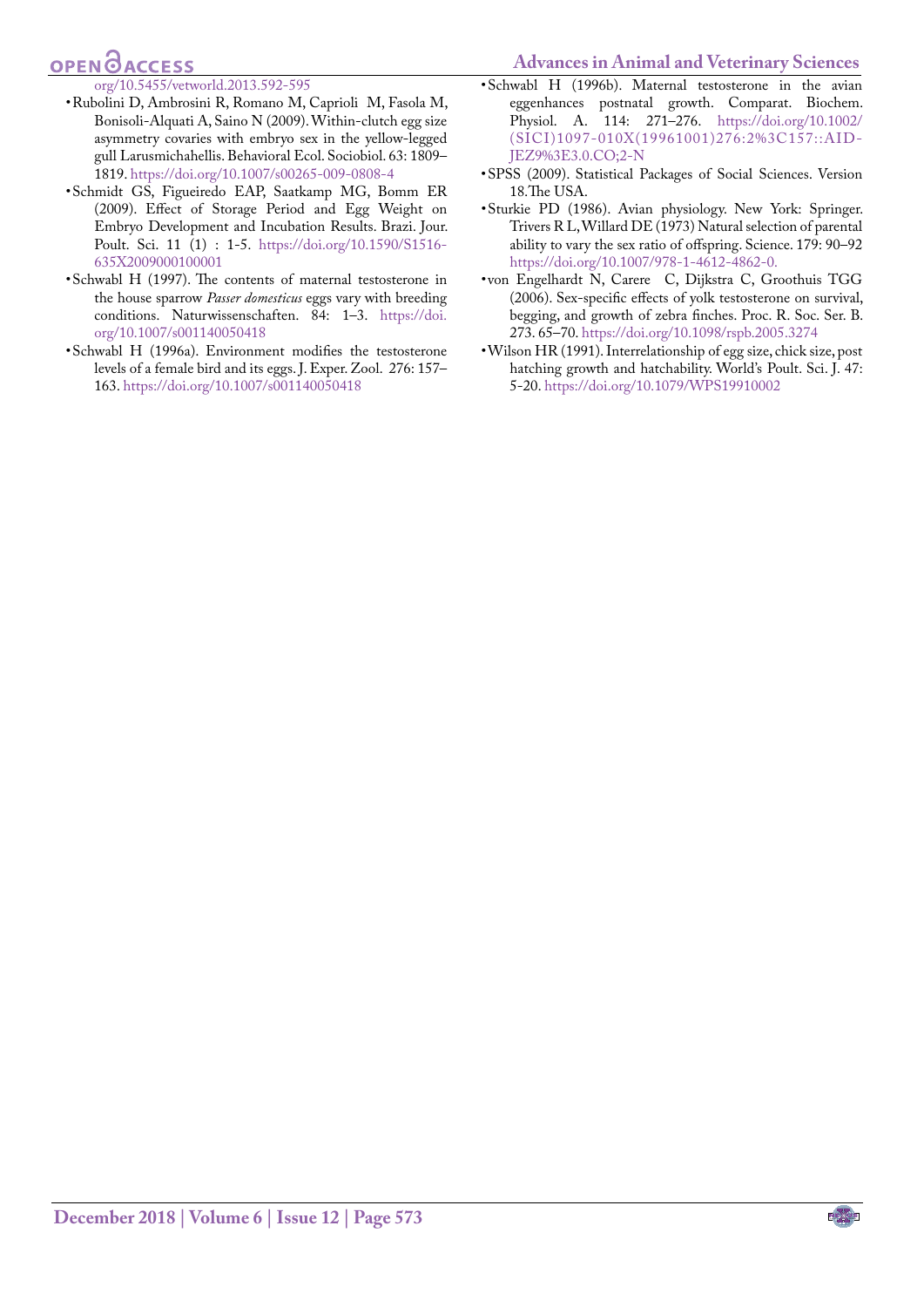org/10.5455/vetworld.2013.592-595

- Rubolini D, Ambrosini R, Romano M, Caprioli M, Fasola M, Bonisoli-Alquati A, Saino N (2009). Within-clutch egg size asymmetry covaries with embryo sex in the yellow-legged gull Larusmichahellis. Behavioral Ecol. Sociobiol. 63: 1809–1819. https://doi.org/10.1007/s00265-009-0808-4
- Schmidt GS, Figueiredo EAP, Saatkamp MG, Bomm ER (2009). Effect of Storage Period and Egg Weight on Embryo Development and Incubation Results. Brazi. Jour. Poult. Sci. 11 (1) : 1-5. https://doi.org/10.1590/S1516-635X2009000100001
- Schwabl H (1997). The contents of maternal testosterone in the house sparrow *Passer domesticus* eggs vary with breeding conditions. Naturwissenschaften. 84: 1–3. https://doi.org/10.1007/s001140050418
- Schwabl H (1996a). Environment modifies the testosterone levels of a female bird and its eggs. J. Exper. Zool. 276: 157–163. https://doi.org/10.1007/s001140050418
- Schwabl H (1996b). Maternal testosterone in the avian eggenhances postnatal growth. Comparat. Biochem. Physiol. A. 114: 271–276. https://doi.org/10.1002/(SICI)1097-010X(19961001)276:2%3C157::AID-JEZ9%3E3.0.CO;2-N
- SPSS (2009). Statistical Packages of Social Sciences. Version 18.The USA.
- Sturkie PD (1986). Avian physiology. New York: Springer. Trivers R L, Willard DE (1973) Natural selection of parental ability to vary the sex ratio of offspring. Science. 179: 90–92 https://doi.org/10.1007/978-1-4612-4862-0.
- von Engelhardt N, Carere C, Dijkstra C, Groothuis TGG (2006). Sex-specific effects of yolk testosterone on survival, begging, and growth of zebra finches. Proc. R. Soc. Ser. B. 273. 65–70. https://doi.org/10.1098/rspb.2005.3274
- Wilson HR (1991). Interrelationship of egg size, chick size, post hatching growth and hatchability. World's Poult. Sci. J. 47: 5-20. https://doi.org/10.1079/WPS19910002